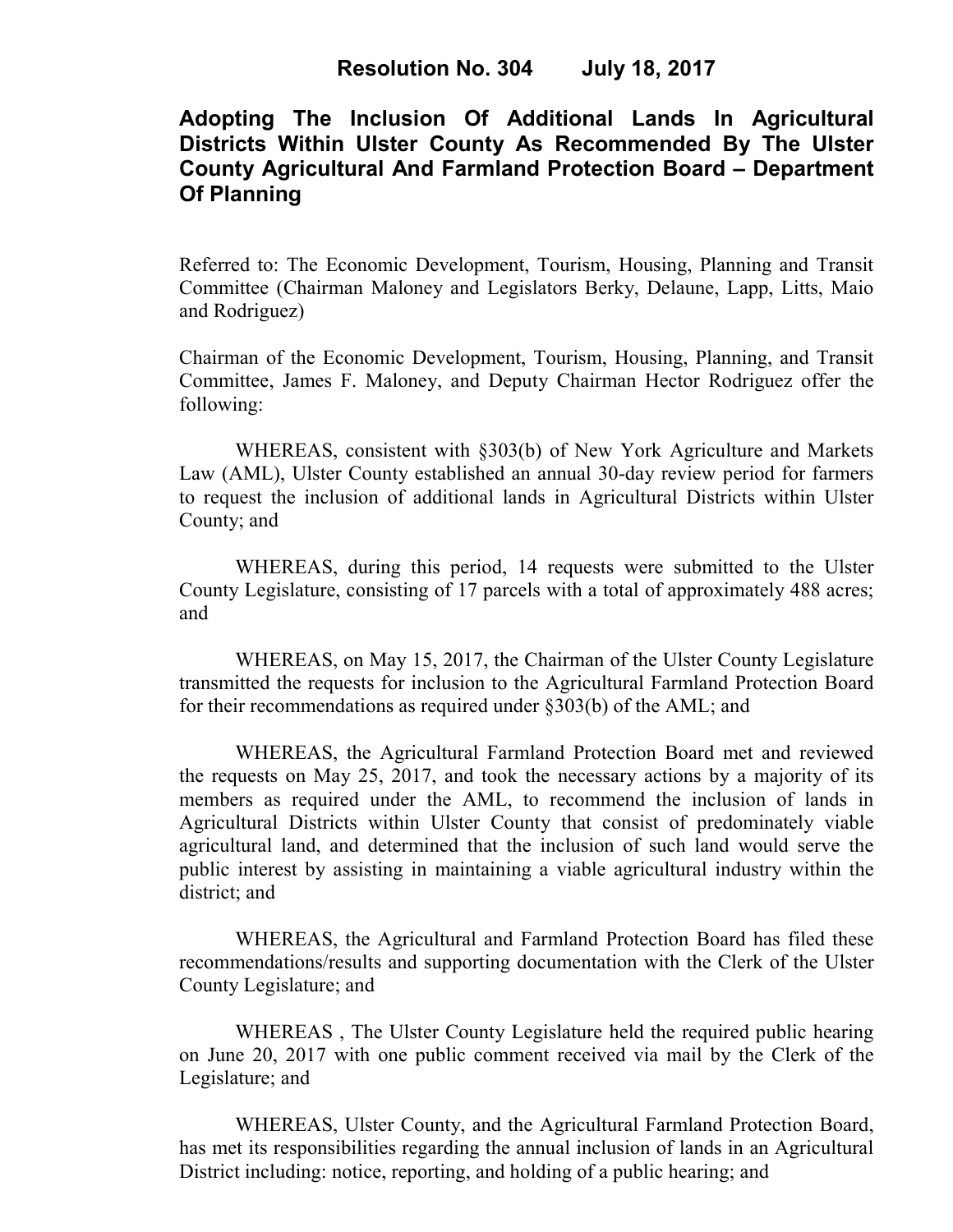**Resolution No. 304 July 18, 2017**

# Adopting The Inclusion Of Additional Lands In Agricultural Districts Within Ulster County As Recommended By The Ulster County Agricultural And Farmland Protection Board – Department Of Planning

Referred to: The Economic Development, Tourism, Housing, Planning and Transit Committee (Chairman Maloney and Legislators Berky, Delaune, Lapp, Litts, Maio and Rodriguez)

Chairman of the Economic Development, Tourism, Housing, Planning, and Transit Committee, James F. Maloney, and Deputy Chairman Hector Rodriguez offer the following:

WHEREAS, consistent with §303(b) of New York Agriculture and Markets Law (AML), Ulster County established an annual 30-day review period for farmers to request the inclusion of additional lands in Agricultural Districts within Ulster County; and

WHEREAS, during this period, 14 requests were submitted to the Ulster County Legislature, consisting of 17 parcels with a total of approximately 488 acres; and

WHEREAS, on May 15, 2017, the Chairman of the Ulster County Legislature transmitted the requests for inclusion to the Agricultural Farmland Protection Board for their recommendations as required under §303(b) of the AML; and

WHEREAS, the Agricultural Farmland Protection Board met and reviewed the requests on May 25, 2017, and took the necessary actions by a majority of its members as required under the AML, to recommend the inclusion of lands in Agricultural Districts within Ulster County that consist of predominately viable agricultural land, and determined that the inclusion of such land would serve the public interest by assisting in maintaining a viable agricultural industry within the district; and

WHEREAS, the Agricultural and Farmland Protection Board has filed these recommendations/results and supporting documentation with the Clerk of the Ulster County Legislature; and

WHEREAS , The Ulster County Legislature held the required public hearing on June 20, 2017 with one public comment received via mail by the Clerk of the Legislature; and

WHEREAS, Ulster County, and the Agricultural Farmland Protection Board, has met its responsibilities regarding the annual inclusion of lands in an Agricultural District including: notice, reporting, and holding of a public hearing; and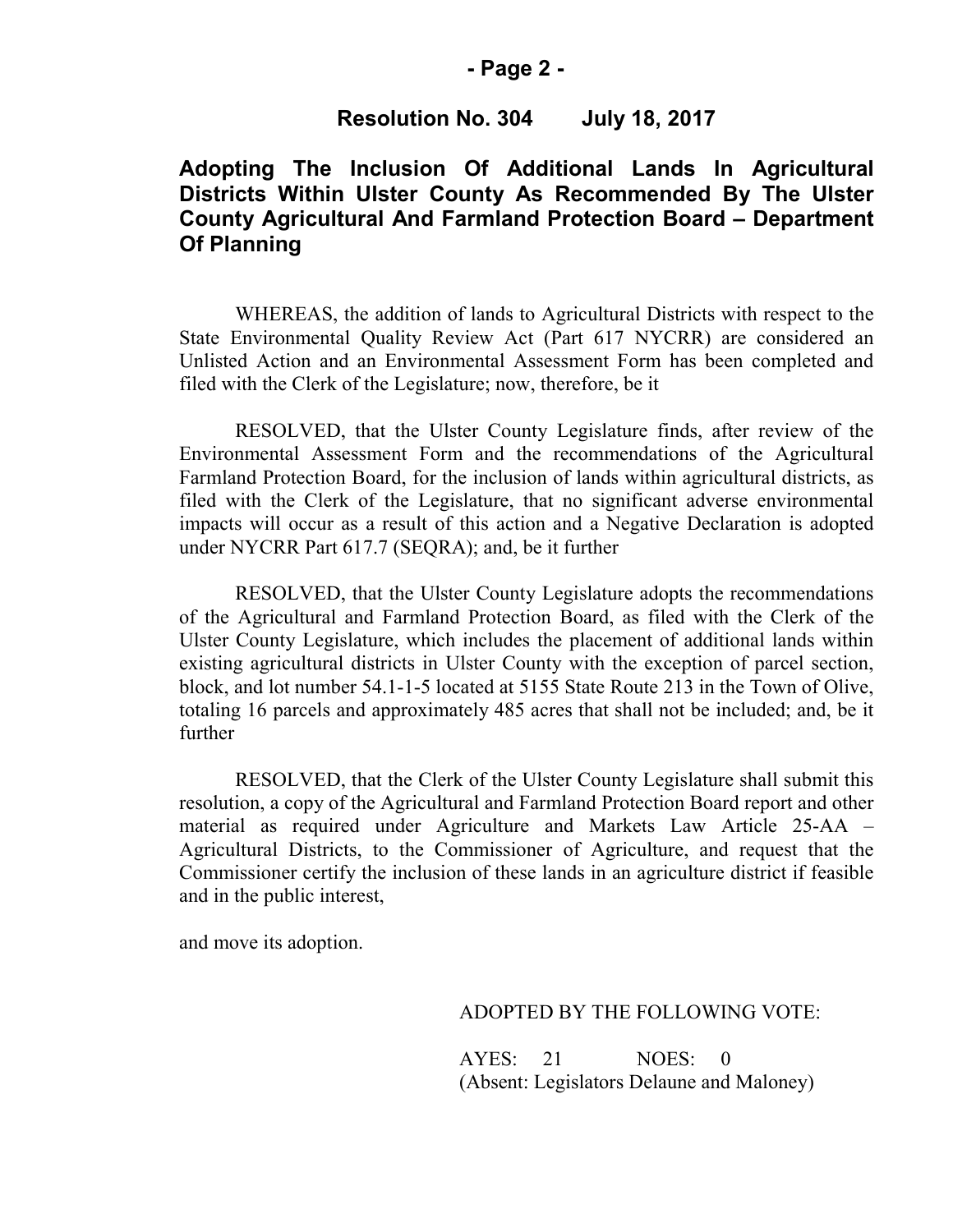**Resolution No. 304 July 18, 2017**

## Adopting The Inclusion Of Additional Lands In Agricultural Districts Within Ulster County As Recommended By The Ulster County Agricultural And Farmland Protection Board – Department Of Planning

WHEREAS, the addition of lands to Agricultural Districts with respect to the State Environmental Quality Review Act (Part 617 NYCRR) are considered an Unlisted Action and an Environmental Assessment Form has been completed and filed with the Clerk of the Legislature; now, therefore, be it

RESOLVED, that the Ulster County Legislature finds, after review of the Environmental Assessment Form and the recommendations of the Agricultural Farmland Protection Board, for the inclusion of lands within agricultural districts, as filed with the Clerk of the Legislature, that no significant adverse environmental impacts will occur as a result of this action and a Negative Declaration is adopted under NYCRR Part 617.7 (SEQRA); and, be it further

RESOLVED, that the Ulster County Legislature adopts the recommendations of the Agricultural and Farmland Protection Board, as filed with the Clerk of the Ulster County Legislature, which includes the placement of additional lands within existing agricultural districts in Ulster County with the exception of parcel section, block, and lot number 54.1-1-5 located at 5155 State Route 213 in the Town of Olive, totaling 16 parcels and approximately 485 acres that shall not be included; and, be it further

RESOLVED, that the Clerk of the Ulster County Legislature shall submit this resolution, a copy of the Agricultural and Farmland Protection Board report and other material as required under Agriculture and Markets Law Article 25-AA – Agricultural Districts, to the Commissioner of Agriculture, and request that the Commissioner certify the inclusion of these lands in an agriculture district if feasible and in the public interest,

and move its adoption.

ADOPTED BY THE FOLLOWING VOTE:

AYES: 21 NOES: 0
(Absent: Legislators Delaune and Maloney)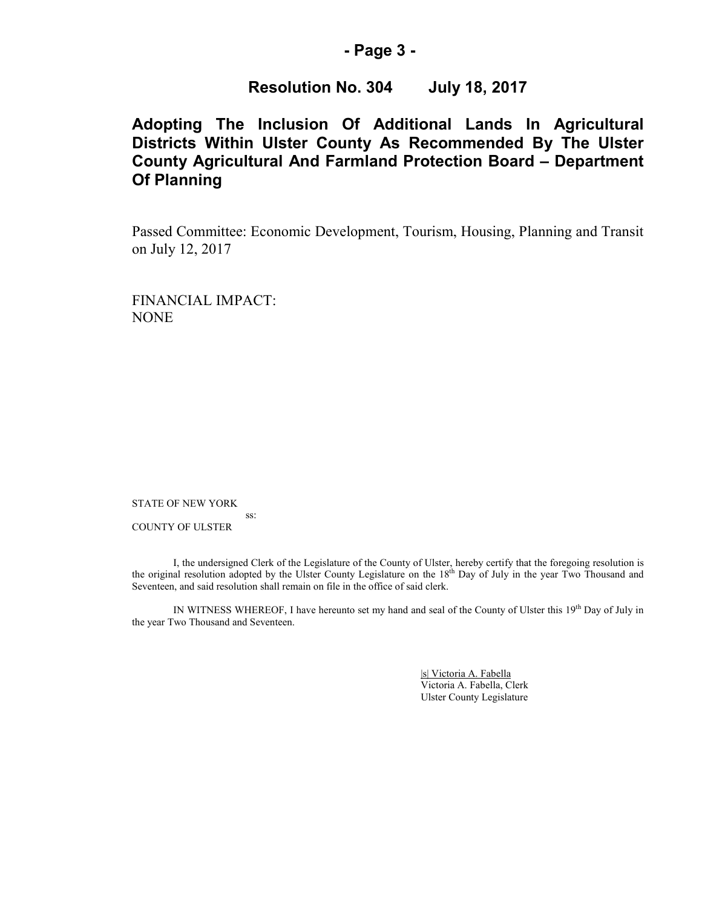## Resolution No. 304 July 18, 2017

## Adopting The Inclusion Of Additional Lands In Agricultural Districts Within Ulster County As Recommended By The Ulster County Agricultural And Farmland Protection Board – Department Of Planning

Passed Committee: Economic Development, Tourism, Housing, Planning and Transit on July 12, 2017

FINANCIAL IMPACT:
NONE

STATE OF NEW YORK
ss:
COUNTY OF ULSTER

I, the undersigned Clerk of the Legislature of the County of Ulster, hereby certify that the foregoing resolution is the original resolution adopted by the Ulster County Legislature on the 18th Day of July in the year Two Thousand and Seventeen, and said resolution shall remain on file in the office of said clerk.

IN WITNESS WHEREOF, I have hereunto set my hand and seal of the County of Ulster this 19th Day of July in the year Two Thousand and Seventeen.

|s| Victoria A. Fabella
Victoria A. Fabella, Clerk
Ulster County Legislature